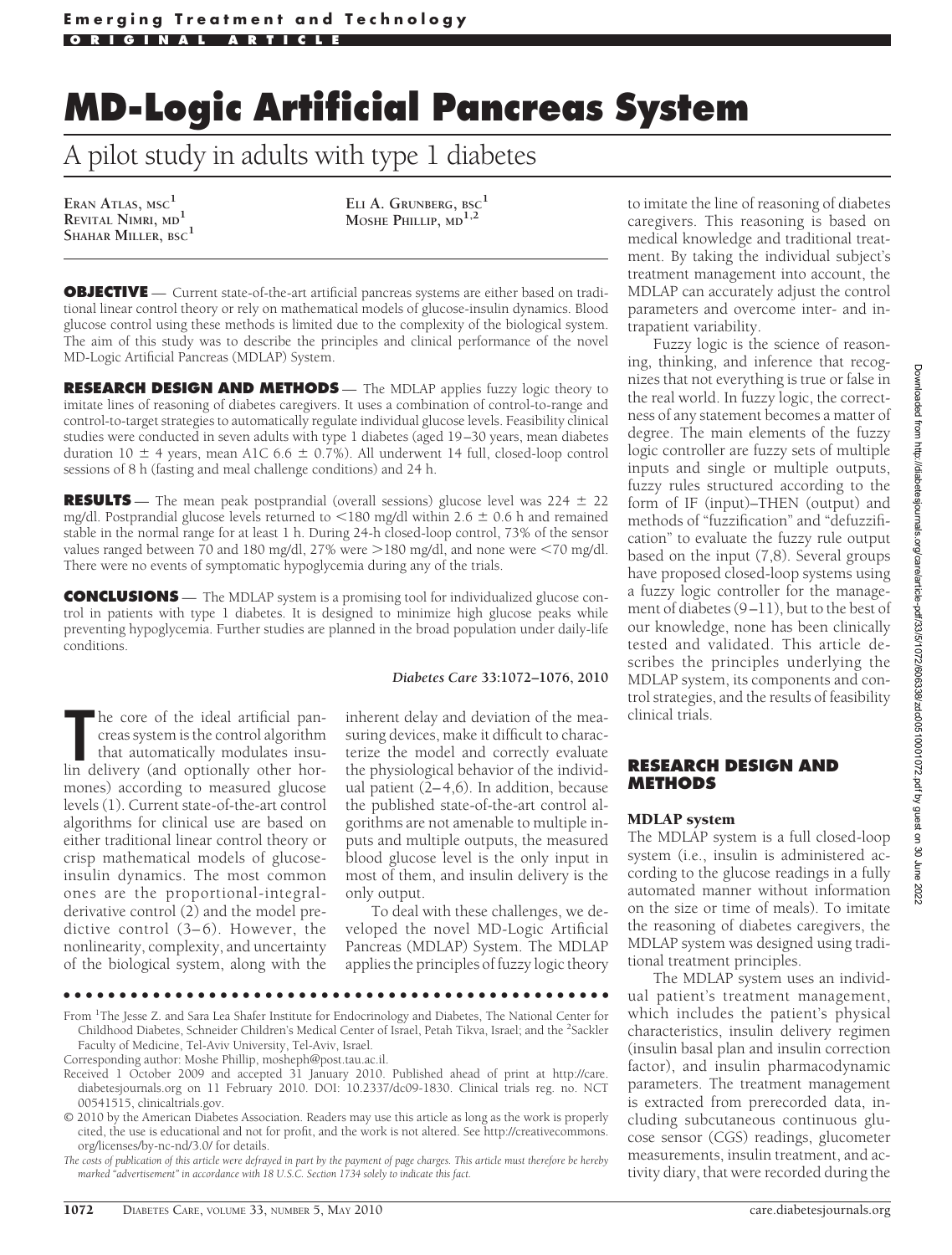**Emerging Treatment and Technology**

ORIGINAL ARTICLE

# MD-Logic Artificial Pancreas System

## A pilot study in adults with type 1 diabetes

Eran Atlas, msc[1]
Revital Nimri, md[1]
Shahar Miller, bsc[1]
Eli A. Grunberg, bsc[1]
Moshe Phillip, md[1,2]

**OBJECTIVE** — Current state-of-the-art artificial pancreas systems are either based on traditional linear control theory or rely on mathematical models of glucose-insulin dynamics. Blood glucose control using these methods is limited due to the complexity of the biological system. The aim of this study was to describe the principles and clinical performance of the novel MD-Logic Artificial Pancreas (MDLAP) System.

**RESEARCH DESIGN AND METHODS** — The MDLAP applies fuzzy logic theory to imitate lines of reasoning of diabetes caregivers. It uses a combination of control-to-range and control-to-target strategies to automatically regulate individual glucose levels. Feasibility clinical studies were conducted in seven adults with type 1 diabetes (aged 19–30 years, mean diabetes duration 10 ± 4 years, mean A1C 6.6 ± 0.7%). All underwent 14 full, closed-loop control sessions of 8 h (fasting and meal challenge conditions) and 24 h.

**RESULTS** — The mean peak postprandial (overall sessions) glucose level was 224 ± 22 mg/dl. Postprandial glucose levels returned to <180 mg/dl within 2.6 ± 0.6 h and remained stable in the normal range for at least 1 h. During 24-h closed-loop control, 73% of the sensor values ranged between 70 and 180 mg/dl, 27% were >180 mg/dl, and none were <70 mg/dl. There were no events of symptomatic hypoglycemia during any of the trials.

**CONCLUSIONS** — The MDLAP system is a promising tool for individualized glucose control in patients with type 1 diabetes. It is designed to minimize high glucose peaks while preventing hypoglycemia. Further studies are planned in the broad population under daily-life conditions.

*Diabetes Care* 33:1072–1076, 2010

The core of the ideal artificial pancreas system is the control algorithm that automatically modulates insulin delivery (and optionally other hormones) according to measured glucose levels (1). Current state-of-the-art control algorithms for clinical use are based on either traditional linear control theory or crisp mathematical models of glucose-insulin dynamics. The most common ones are the proportional-integral-derivative control (2) and the model predictive control (3–6). However, the nonlinearity, complexity, and uncertainty of the biological system, along with the inherent delay and deviation of the measuring devices, make it difficult to characterize the model and correctly evaluate the physiological behavior of the individual patient (2–4,6). In addition, because the published state-of-the-art control algorithms are not amenable to multiple inputs and multiple outputs, the measured blood glucose level is the only input in most of them, and insulin delivery is the only output.

To deal with these challenges, we developed the novel MD-Logic Artificial Pancreas (MDLAP) System. The MDLAP applies the principles of fuzzy logic theory to imitate the line of reasoning of diabetes caregivers. This reasoning is based on medical knowledge and traditional treatment. By taking the individual subject's treatment management into account, the MDLAP can accurately adjust the control parameters and overcome inter- and intrapatient variability.

Fuzzy logic is the science of reasoning, thinking, and inference that recognizes that not everything is true or false in the real world. In fuzzy logic, the correctness of any statement becomes a matter of degree. The main elements of the fuzzy logic controller are fuzzy sets of multiple inputs and single or multiple outputs, fuzzy rules structured according to the form of IF (input)–THEN (output) and methods of "fuzzification" and "defuzzification" to evaluate the fuzzy rule output based on the input (7,8). Several groups have proposed closed-loop systems using a fuzzy logic controller for the management of diabetes (9–11), but to the best of our knowledge, none has been clinically tested and validated. This article describes the principles underlying the MDLAP system, its components and control strategies, and the results of feasibility clinical trials.

## RESEARCH DESIGN AND METHODS

### MDLAP system

The MDLAP system is a full closed-loop system (i.e., insulin is administered according to the glucose readings in a fully automated manner without information on the size or time of meals). To imitate the reasoning of diabetes caregivers, the MDLAP system was designed using traditional treatment principles.

The MDLAP system uses an individual patient's treatment management, which includes the patient's physical characteristics, insulin delivery regimen (insulin basal plan and insulin correction factor), and insulin pharmacodynamic parameters. The treatment management is extracted from prerecorded data, including subcutaneous continuous glucose sensor (CGS) readings, glucometer measurements, insulin treatment, and activity diary, that were recorded during the

From [1]The Jesse Z. and Sara Lea Shafer Institute for Endocrinology and Diabetes, The National Center for Childhood Diabetes, Schneider Children's Medical Center of Israel, Petah Tikva, Israel; and the [2]Sackler Faculty of Medicine, Tel-Aviv University, Tel-Aviv, Israel.

Corresponding author: Moshe Phillip, mosheph@post.tau.ac.il.

Received 1 October 2009 and accepted 31 January 2010. Published ahead of print at http://care.diabetesjournals.org on 11 February 2010. DOI: 10.2337/dc09-1830. Clinical trials reg. no. NCT 00541515, clinicaltrials.gov.

© 2010 by the American Diabetes Association. Readers may use this article as long as the work is properly cited, the use is educational and not for profit, and the work is not altered. See http://creativecommons.org/licenses/by-nc-nd/3.0/ for details.

*The costs of publication of this article were defrayed in part by the payment of page charges. This article must therefore be hereby marked "advertisement" in accordance with 18 U.S.C. Section 1734 solely to indicate this fact.*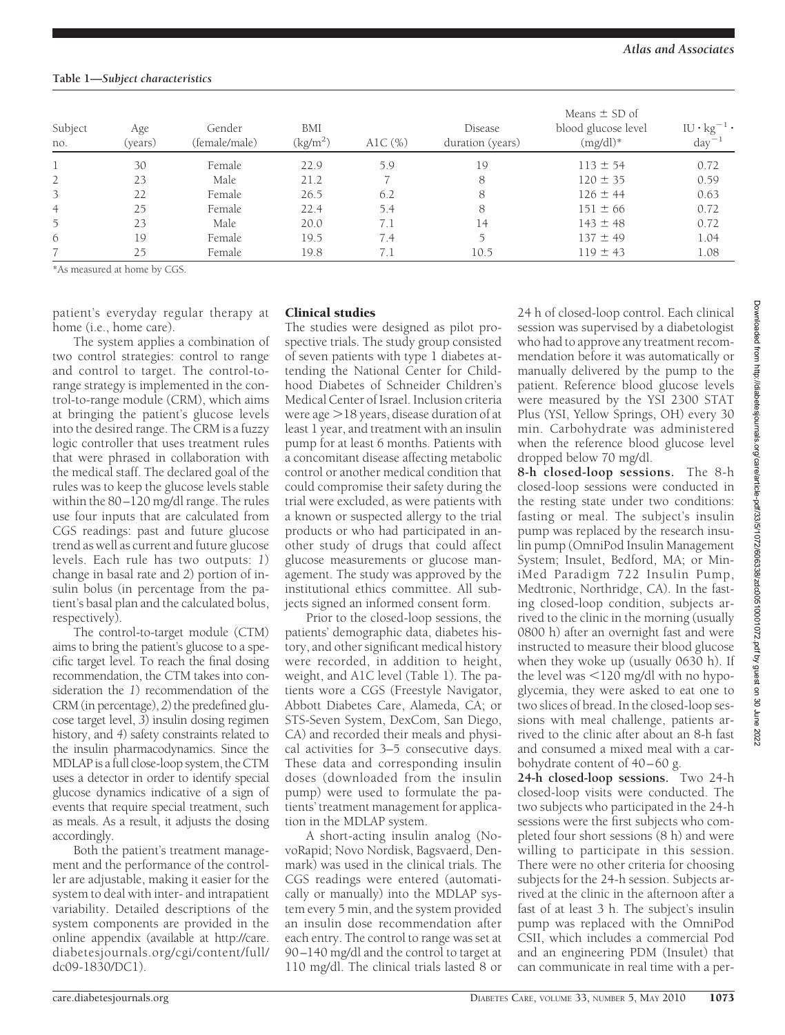**Table 1—Subject characteristics**

| Subject no. | Age (years) | Gender (female/male) | BMI ($kg/m^2$) | A1C (%) | Disease duration (years) | Means ± SD of blood glucose level (mg/dl)* | $IU \cdot kg^{-1} \cdot day^{-1}$ |
|---|---|---|---|---|---|---|---|
| 1 | 30 | Female | 22.9 | 5.9 | 19 | 113 ± 54 | 0.72 |
| 2 | 23 | Male | 21.2 | 7 | 8 | 120 ± 35 | 0.59 |
| 3 | 22 | Female | 26.5 | 6.2 | 8 | 126 ± 44 | 0.63 |
| 4 | 25 | Female | 22.4 | 5.4 | 8 | 151 ± 66 | 0.72 |
| 5 | 23 | Male | 20.0 | 7.1 | 14 | 143 ± 48 | 0.72 |
| 6 | 19 | Female | 19.5 | 7.4 | 5 | 137 ± 49 | 1.04 |
| 7 | 25 | Female | 19.8 | 7.1 | 10.5 | 119 ± 43 | 1.08 |

*As measured at home by CGS.

patient's everyday regular therapy at home (i.e., home care).

The system applies a combination of two control strategies: control to range and control to target. The control-to-range strategy is implemented in the control-to-range module (CRM), which aims at bringing the patient's glucose levels into the desired range. The CRM is a fuzzy logic controller that uses treatment rules that were phrased in collaboration with the medical staff. The declared goal of the rules was to keep the glucose levels stable within the 80–120 mg/dl range. The rules use four inputs that are calculated from CGS readings: past and future glucose trend as well as current and future glucose levels. Each rule has two outputs: *1*) change in basal rate and *2*) portion of insulin bolus (in percentage from the patient's basal plan and the calculated bolus, respectively).

The control-to-target module (CTM) aims to bring the patient's glucose to a specific target level. To reach the final dosing recommendation, the CTM takes into consideration the *1*) recommendation of the CRM (in percentage), *2*) the predefined glucose target level, *3*) insulin dosing regimen history, and *4*) safety constraints related to the insulin pharmacodynamics. Since the MDLAP is a full close-loop system, the CTM uses a detector in order to identify special glucose dynamics indicative of a sign of events that require special treatment, such as meals. As a result, it adjusts the dosing accordingly.

Both the patient's treatment management and the performance of the controller are adjustable, making it easier for the system to deal with inter- and intrapatient variability. Detailed descriptions of the system components are provided in the online appendix (available at http://care.diabetesjournals.org/cgi/content/full/dc09-1830/DC1).

## Clinical studies

The studies were designed as pilot prospective trials. The study group consisted of seven patients with type 1 diabetes attending the National Center for Childhood Diabetes of Schneider Children's Medical Center of Israel. Inclusion criteria were age >18 years, disease duration of at least 1 year, and treatment with an insulin pump for at least 6 months. Patients with a concomitant disease affecting metabolic control or another medical condition that could compromise their safety during the trial were excluded, as were patients with a known or suspected allergy to the trial products or who had participated in another study of drugs that could affect glucose measurements or glucose management. The study was approved by the institutional ethics committee. All subjects signed an informed consent form.

Prior to the closed-loop sessions, the patients' demographic data, diabetes history, and other significant medical history were recorded, in addition to height, weight, and A1C level (Table 1). The patients wore a CGS (Freestyle Navigator, Abbott Diabetes Care, Alameda, CA; or STS-Seven System, DexCom, San Diego, CA) and recorded their meals and physical activities for 3–5 consecutive days. These data and corresponding insulin doses (downloaded from the insulin pump) were used to formulate the patients' treatment management for application in the MDLAP system.

A short-acting insulin analog (NovoRapid; Novo Nordisk, Bagsvaerd, Denmark) was used in the clinical trials. The CGS readings were entered (automatically or manually) into the MDLAP system every 5 min, and the system provided an insulin dose recommendation after each entry. The control to range was set at 90–140 mg/dl and the control to target at 110 mg/dl. The clinical trials lasted 8 or 24 h of closed-loop control. Each clinical session was supervised by a diabetologist who had to approve any treatment recommendation before it was automatically or manually delivered by the pump to the patient. Reference blood glucose levels were measured by the YSI 2300 STAT Plus (YSI, Yellow Springs, OH) every 30 min. Carbohydrate was administered when the reference blood glucose level dropped below 70 mg/dl.

**8-h closed-loop sessions.** The 8-h closed-loop sessions were conducted in the resting state under two conditions: fasting or meal. The subject's insulin pump was replaced by the research insulin pump (OmniPod Insulin Management System; Insulet, Bedford, MA; or MiniMed Paradigm 722 Insulin Pump, Medtronic, Northridge, CA). In the fasting closed-loop condition, subjects arrived to the clinic in the morning (usually 0800 h) after an overnight fast and were instructed to measure their blood glucose when they woke up (usually 0630 h). If the level was <120 mg/dl with no hypoglycemia, they were asked to eat one to two slices of bread. In the closed-loop sessions with meal challenge, patients arrived to the clinic after about an 8-h fast and consumed a mixed meal with a carbohydrate content of 40–60 g.

**24-h closed-loop sessions.** Two 24-h closed-loop visits were conducted. The two subjects who participated in the 24-h sessions were the first subjects who completed four short sessions (8 h) and were willing to participate in this session. There were no other criteria for choosing subjects for the 24-h session. Subjects arrived at the clinic in the afternoon after a fast of at least 3 h. The subject's insulin pump was replaced with the OmniPod CSII, which includes a commercial Pod and an engineering PDM (Insulet) that can communicate in real time with a per-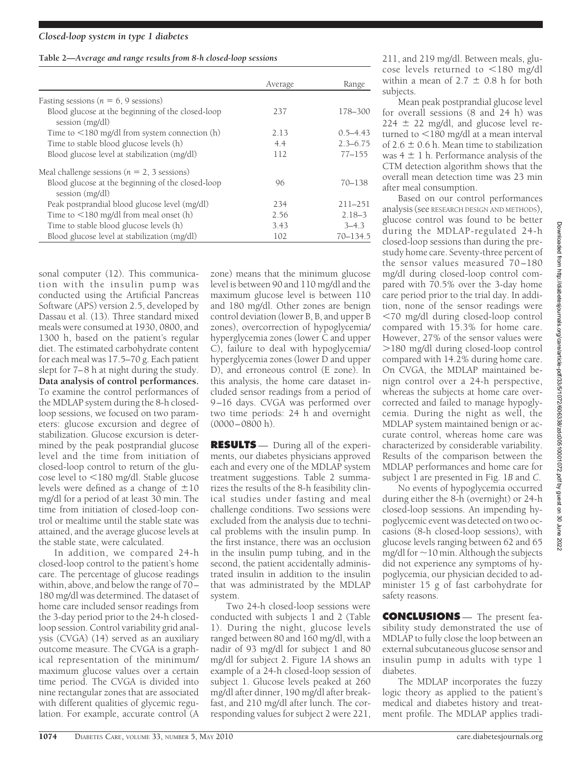**Table 2—Average and range results from 8-h closed-loop sessions**

| | Average | Range |
|---|---|---|
| Fasting sessions ($n$ = 6, 9 sessions) | | |
| Blood glucose at the beginning of the closed-loop session (mg/dl) | 237 | 178–300 |
| Time to <180 mg/dl from system connection (h) | 2.13 | 0.5–4.43 |
| Time to stable blood glucose levels (h) | 4.4 | 2.3–6.75 |
| Blood glucose level at stabilization (mg/dl) | 112 | 77–155 |
| Meal challenge sessions ($n$ = 2, 3 sessions) | | |
| Blood glucose at the beginning of the closed-loop session (mg/dl) | 96 | 70–138 |
| Peak postprandial blood glucose level (mg/dl) | 234 | 211–251 |
| Time to <180 mg/dl from meal onset (h) | 2.56 | 2.18–3 |
| Time to stable blood glucose levels (h) | 3.43 | 3–4.3 |
| Blood glucose level at stabilization (mg/dl) | 102 | 70–134.5 |

sonal computer (12). This communication with the insulin pump was conducted using the Artificial Pancreas Software (APS) version 2.5, developed by Dassau et al. (13). Three standard mixed meals were consumed at 1930, 0800, and 1300 h, based on the patient's regular diet. The estimated carbohydrate content for each meal was 17.5–70 g. Each patient slept for 7–8 h at night during the study.

**Data analysis of control performances.** To examine the control performances of the MDLAP system during the 8-h closed-loop sessions, we focused on two parameters: glucose excursion and degree of stabilization. Glucose excursion is determined by the peak postprandial glucose level and the time from initiation of closed-loop control to return of the glucose level to <180 mg/dl. Stable glucose levels were defined as a change of ±10 mg/dl for a period of at least 30 min. The time from initiation of closed-loop control or mealtime until the stable state was attained, and the average glucose levels at the stable state, were calculated.

In addition, we compared 24-h closed-loop control to the patient's home care. The percentage of glucose readings within, above, and below the range of 70–180 mg/dl was determined. The dataset of home care included sensor readings from the 3-day period prior to the 24-h closed-loop session. Control variability grid analysis (CVGA) (14) served as an auxiliary outcome measure. The CVGA is a graphical representation of the minimum/maximum glucose values over a certain time period. The CVGA is divided into nine rectangular zones that are associated with different qualities of glycemic regulation. For example, accurate control (A zone) means that the minimum glucose level is between 90 and 110 mg/dl and the maximum glucose level is between 110 and 180 mg/dl. Other zones are benign control deviation (lower B, B, and upper B zones), overcorrection of hypoglycemia/hyperglycemia zones (lower C and upper C), failure to deal with hypoglycemia/hyperglycemia zones (lower D and upper D), and erroneous control (E zone). In this analysis, the home care dataset included sensor readings from a period of 9–16 days. CVGA was performed over two time periods: 24 h and overnight (0000–0800 h).

## RESULTS

During all of the experiments, our diabetes physicians approved each and every one of the MDLAP system treatment suggestions. Table 2 summarizes the results of the 8-h feasibility clinical studies under fasting and meal challenge conditions. Two sessions were excluded from the analysis due to technical problems with the insulin pump. In the first instance, there was an occlusion in the insulin pump tubing, and in the second, the patient accidentally administrated insulin in addition to the insulin that was administrated by the MDLAP system.

Two 24-h closed-loop sessions were conducted with subjects 1 and 2 (Table 1). During the night, glucose levels ranged between 80 and 160 mg/dl, with a nadir of 93 mg/dl for subject 1 and 80 mg/dl for subject 2. Figure 1*A* shows an example of a 24-h closed-loop session of subject 1. Glucose levels peaked at 260 mg/dl after dinner, 190 mg/dl after breakfast, and 210 mg/dl after lunch. The corresponding values for subject 2 were 221, 211, and 219 mg/dl. Between meals, glucose levels returned to <180 mg/dl within a mean of 2.7 ± 0.8 h for both subjects.

Mean peak postprandial glucose level for overall sessions (8 and 24 h) was 224 ± 22 mg/dl, and glucose level returned to <180 mg/dl at a mean interval of 2.6 ± 0.6 h. Mean time to stabilization was 4 ± 1 h. Performance analysis of the CTM detection algorithm shows that the overall mean detection time was 23 min after meal consumption.

Based on our control performances analysis (see RESEARCH DESIGN AND METHODS), glucose control was found to be better during the MDLAP-regulated 24-h closed-loop sessions than during the prestudy home care. Seventy-three percent of the sensor values measured 70–180 mg/dl during closed-loop control compared with 70.5% over the 3-day home care period prior to the trial day. In addition, none of the sensor readings were <70 mg/dl during closed-loop control compared with 15.3% for home care. However, 27% of the sensor values were >180 mg/dl during closed-loop control compared with 14.2% during home care. On CVGA, the MDLAP maintained benign control over a 24-h perspective, whereas the subjects at home care overcorrected and failed to manage hypoglycemia. During the night as well, the MDLAP system maintained benign or accurate control, whereas home care was characterized by considerable variability. Results of the comparison between the MDLAP performances and home care for subject 1 are presented in Fig. 1*B* and *C*.

No events of hypoglycemia occurred during either the 8-h (overnight) or 24-h closed-loop sessions. An impending hypoglycemic event was detected on two occasions (8-h closed-loop sessions), with glucose levels ranging between 62 and 65 mg/dl for ~10 min. Although the subjects did not experience any symptoms of hypoglycemia, our physician decided to administer 15 g of fast carbohydrate for safety reasons.

## CONCLUSIONS

The present feasibility study demonstrated the use of MDLAP to fully close the loop between an external subcutaneous glucose sensor and insulin pump in adults with type 1 diabetes.

The MDLAP incorporates the fuzzy logic theory as applied to the patient's medical and diabetes history and treatment profile. The MDLAP applies tradi-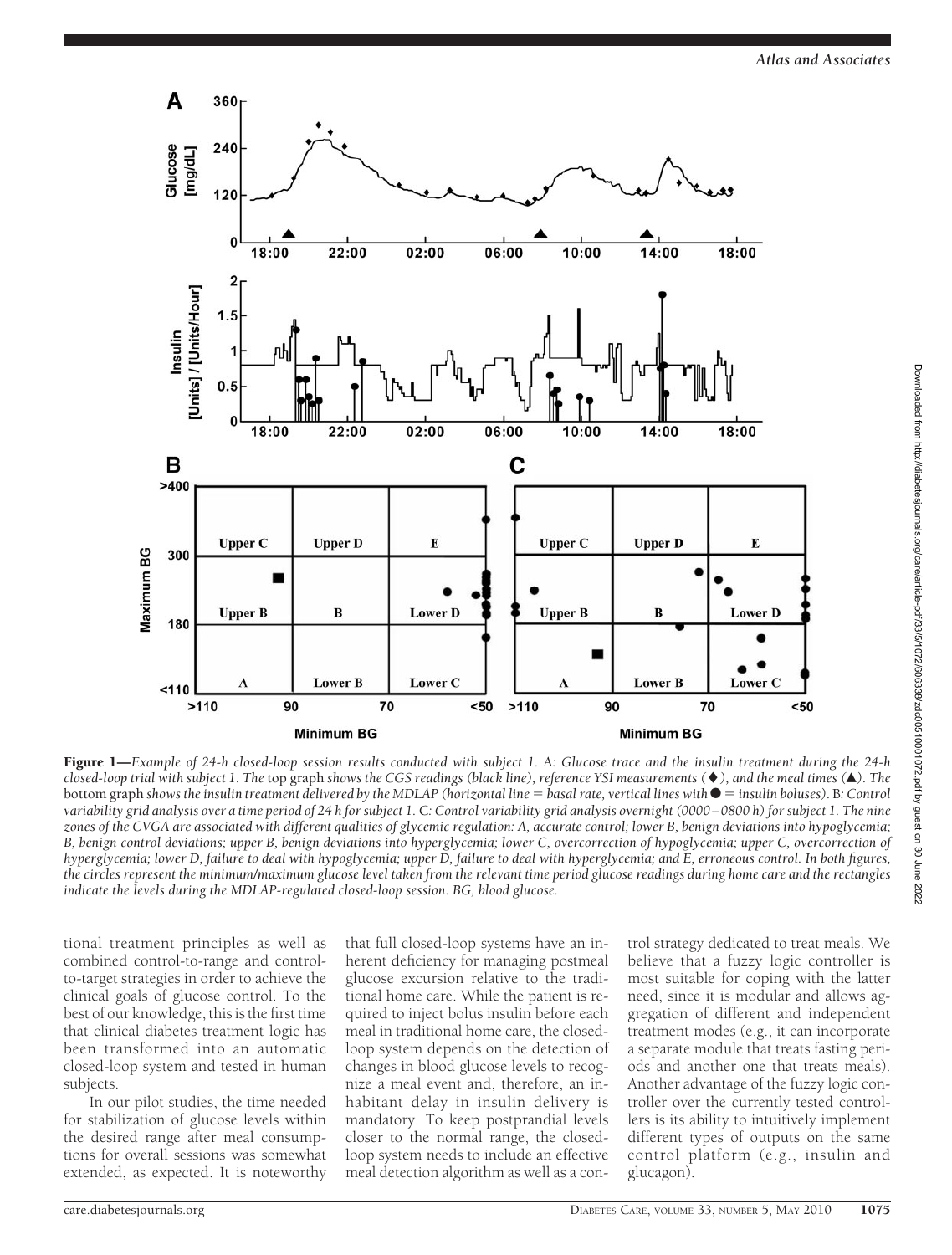A

360

Glucose [mg/dL]

240

120

0

18:00 22:00 02:00 06:00 10:00 14:00 18:00

2

1.5

Insulin [Units] / [Units/Hour]

1

0.5

0

18:00 22:00 02:00 06:00 10:00 14:00 18:00

B

>400

Maximum BG

300

180

<110

Upper C Upper D E

Upper B B Lower D

A Lower B Lower C

>110 90 70 <50

Minimum BG

C

Upper C Upper D E

Upper B B Lower D

A Lower B Lower C

>110 90 70 <50

Minimum BG

**Figure 1**—*Example of 24-h closed-loop session results conducted with subject 1.* A: *Glucose trace and the insulin treatment during the 24-h closed-loop trial with subject 1. The* top graph *shows the CGS readings (black line), reference YSI measurements (◆), and the meal times (▲). The* bottom graph *shows the insulin treatment delivered by the MDLAP (horizontal line = basal rate, vertical lines with ● = insulin boluses).* B: *Control variability grid analysis over a time period of 24 h for subject 1.* C: *Control variability grid analysis overnight (0000–0800 h) for subject 1. The nine zones of the CVGA are associated with different qualities of glycemic regulation: A, accurate control; lower B, benign deviations into hypoglycemia; B, benign control deviations; upper B, benign deviations into hyperglycemia; lower C, overcorrection of hypoglycemia; upper C, overcorrection of hyperglycemia; lower D, failure to deal with hypoglycemia; upper D, failure to deal with hyperglycemia; and E, erroneous control. In both figures, the circles represent the minimum/maximum glucose level taken from the relevant time period glucose readings during home care and the rectangles indicate the levels during the MDLAP-regulated closed-loop session. BG, blood glucose.*

tional treatment principles as well as combined control-to-range and control-to-target strategies in order to achieve the clinical goals of glucose control. To the best of our knowledge, this is the first time that clinical diabetes treatment logic has been transformed into an automatic closed-loop system and tested in human subjects.

In our pilot studies, the time needed for stabilization of glucose levels within the desired range after meal consumptions for overall sessions was somewhat extended, as expected. It is noteworthy that full closed-loop systems have an inherent deficiency for managing postmeal glucose excursion relative to the traditional home care. While the patient is required to inject bolus insulin before each meal in traditional home care, the closed-loop system depends on the detection of changes in blood glucose levels to recognize a meal event and, therefore, an inhabitant delay in insulin delivery is mandatory. To keep postprandial levels closer to the normal range, the closed-loop system needs to include an effective meal detection algorithm as well as a control strategy dedicated to treat meals. We believe that a fuzzy logic controller is most suitable for coping with the latter need, since it is modular and allows aggregation of different and independent treatment modes (e.g., it can incorporate a separate module that treats fasting periods and another one that treats meals). Another advantage of the fuzzy logic controller over the currently tested controllers is its ability to intuitively implement different types of outputs on the same control platform (e.g., insulin and glucagon).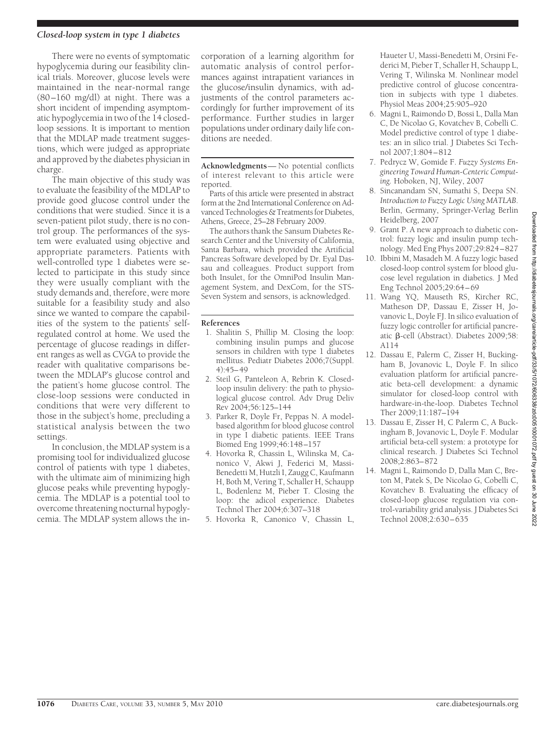There were no events of symptomatic hypoglycemia during our feasibility clinical trials. Moreover, glucose levels were maintained in the near-normal range (80–160 mg/dl) at night. There was a short incident of impending asymptomatic hypoglycemia in two of the 14 closed-loop sessions. It is important to mention that the MDLAP made treatment suggestions, which were judged as appropriate and approved by the diabetes physician in charge.

The main objective of this study was to evaluate the feasibility of the MDLAP to provide good glucose control under the conditions that were studied. Since it is a seven-patient pilot study, there is no control group. The performances of the system were evaluated using objective and appropriate parameters. Patients with well-controlled type 1 diabetes were selected to participate in this study since they were usually compliant with the study demands and, therefore, were more suitable for a feasibility study and also since we wanted to compare the capabilities of the system to the patients' self-regulated control at home. We used the percentage of glucose readings in different ranges as well as CVGA to provide the reader with qualitative comparisons between the MDLAP's glucose control and the patient's home glucose control. The close-loop sessions were conducted in conditions that were very different to those in the subject's home, precluding a statistical analysis between the two settings.

In conclusion, the MDLAP system is a promising tool for individualized glucose control of patients with type 1 diabetes, with the ultimate aim of minimizing high glucose peaks while preventing hypoglycemia. The MDLAP is a potential tool to overcome threatening nocturnal hypoglycemia. The MDLAP system allows the incorporation of a learning algorithm for automatic analysis of control performances against intrapatient variances in the glucose/insulin dynamics, with adjustments of the control parameters accordingly for further improvement of its performance. Further studies in larger populations under ordinary daily life conditions are needed.

**Acknowledgments**— No potential conflicts of interest relevant to this article were reported.

Parts of this article were presented in abstract form at the 2nd International Conference on Advanced Technologies & Treatments for Diabetes, Athens, Greece, 25–28 February 2009.

The authors thank the Sansum Diabetes Research Center and the University of California, Santa Barbara, which provided the Artificial Pancreas Software developed by Dr. Eyal Dassau and colleagues. Product support from both Insulet, for the OmniPod Insulin Management System, and DexCom, for the STS-Seven System and sensors, is acknowledged.

## References

1. Shalitin S, Phillip M. Closing the loop: combining insulin pumps and glucose sensors in children with type 1 diabetes mellitus. Pediatr Diabetes 2006;7(Suppl. 4):45–49
2. Steil G, Panteleon A, Rebrin K. Closed-loop insulin delivery: the path to physiological glucose control. Adv Drug Deliv Rev 2004;56:125–144
3. Parker R, Doyle Fr, Peppas N. A model-based algorithm for blood glucose control in type I diabetic patients. IEEE Trans Biomed Eng 1999;46:148–157
4. Hovorka R, Chassin L, Wilinska M, Canonico V, Akwi J, Federici M, Massi-Benedetti M, Hutzli I, Zaugg C, Kaufmann H, Both M, Vering T, Schaller H, Schaupp L, Bodenlenz M, Pieber T. Closing the loop: the adicol experience. Diabetes Technol Ther 2004;6:307–318
5. Hovorka R, Canonico V, Chassin L, Haueter U, Massi-Benedetti M, Orsini Federici M, Pieber T, Schaller H, Schaupp L, Vering T, Wilinska M. Nonlinear model predictive control of glucose concentration in subjects with type 1 diabetes. Physiol Meas 2004;25:905–920
6. Magni L, Raimondo D, Bossi L, Dalla Man C, De Nicolao G, Kovatchev B, Cobelli C. Model predictive control of type 1 diabetes: an in silico trial. J Diabetes Sci Technol 2007;1:804–812
7. Pedrycz W, Gomide F. *Fuzzy Systems Engineering Toward Human-Centeric Computing.* Hoboken, NJ, Wiley, 2007
8. Sincanandam SN, Sumathi S, Deepa SN. *Introduction to Fuzzy Logic Using MATLAB*. Berlin, Germany, Springer-Verlag Berlin Heidelberg, 2007
9. Grant P. A new approach to diabetic control: fuzzy logic and insulin pump technology. Med Eng Phys 2007;29:824–827
10. Ibbini M, Masadeh M. A fuzzy logic based closed-loop control system for blood glucose level regulation in diabetics. J Med Eng Technol 2005;29:64–69
11. Wang YQ, Mauseth RS, Kircher RC, Matheson DP, Dassau E, Zisser H, Jovanovic L, Doyle FJ. In silico evaluation of fuzzy logic controller for artificial pancreatic β-cell (Abstract). Diabetes 2009;58:A114
12. Dassau E, Palerm C, Zisser H, Buckingham B, Jovanovic L, Doyle F. In silico evaluation platform for artificial pancreatic beta-cell development: a dynamic simulator for closed-loop control with hardware-in-the-loop. Diabetes Technol Ther 2009;11:187–194
13. Dassau E, Zisser H, C Palerm C, A Buckingham B, Jovanovic L, Doyle F. Modular artificial beta-cell system: a prototype for clinical research. J Diabetes Sci Technol 2008;2:863–872
14. Magni L, Raimondo D, Dalla Man C, Breton M, Patek S, De Nicolao G, Cobelli C, Kovatchev B. Evaluating the efficacy of closed-loop glucose regulation via control-variability grid analysis. J Diabetes Sci Technol 2008;2:630–635